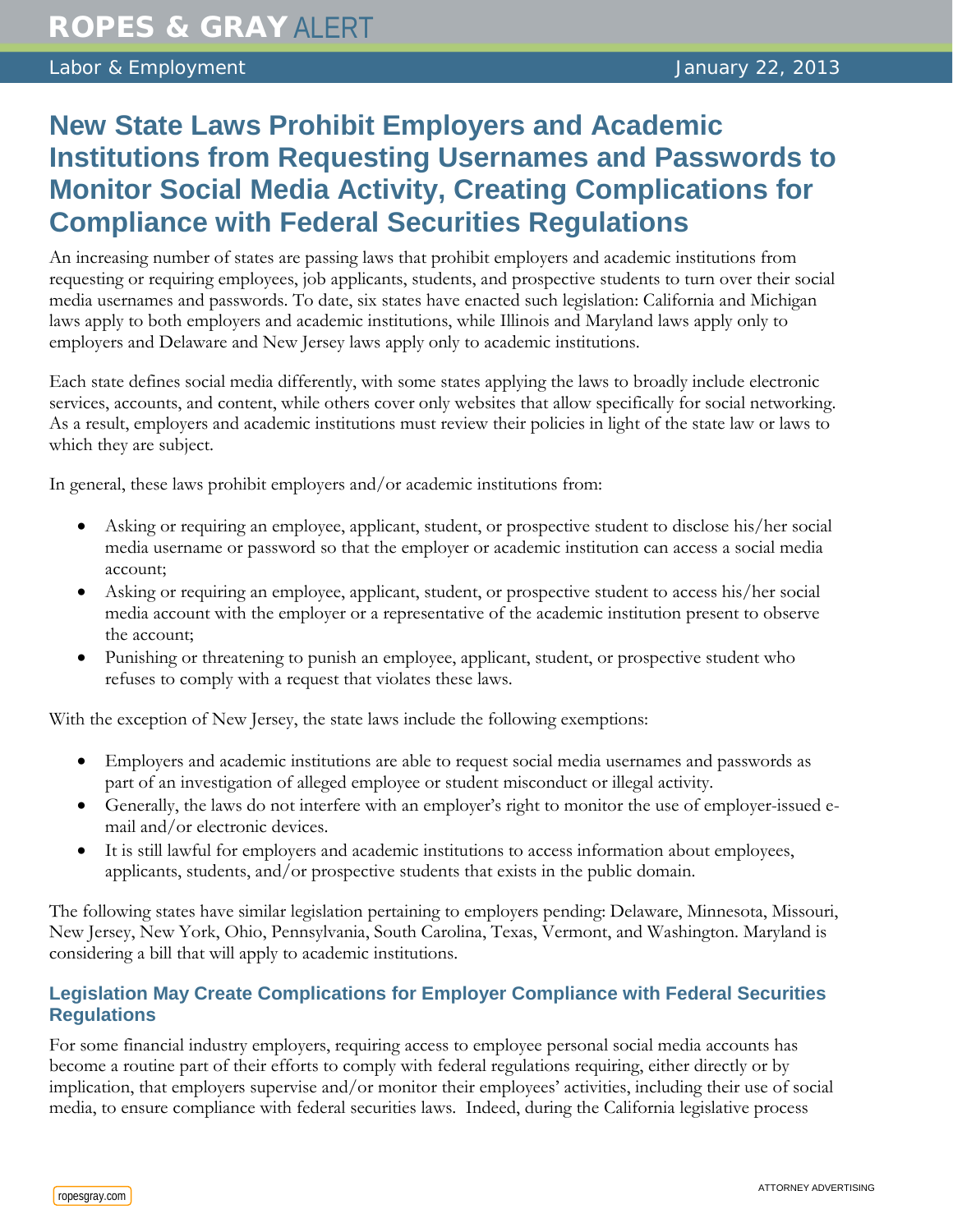# New State Laws Prohibit Employers and Academic Institutions from Requesting Usernames and Passwords to Monitor Social Media Activity, Creating Complications for Compliance with Federal Securities Regulations

An increasing number of states are passing laws that prohibit employers and academic institutions from requesting or requiring employees, job applicants, students, and prospective students to turn over their social media usernames and passwords. To date, six states have enacted such legislation: California and Michigan laws apply to both employers and academic institutions, while Illinois and Maryland laws apply only to employers and Delaware and New Jersey laws apply only to academic institutions.

Each state defines social media differently, with some states applying the laws to broadly include electronic services, accounts, and content, while others cover only websites that allow specifically for social networking. As a result, employers and academic institutions must review their policies in light of the state law or laws to which they are subject.

In general, these laws prohibit employers and/or academic institutions from:

- Asking or requiring an employee, applicant, student, or prospective student to disclose his/her social media username or password so that the employer or academic institution can access a social media account;
- Asking or requiring an employee, applicant, student, or prospective student to access his/her social media account with the employer or a representative of the academic institution present to observe the account;
- Punishing or threatening to punish an employee, applicant, student, or prospective student who refuses to comply with a request that violates these laws.

With the exception of New Jersey, the state laws include the following exemptions:

- Employers and academic institutions are able to request social media usernames and passwords as part of an investigation of alleged employee or student misconduct or illegal activity.
- Generally, the laws do not interfere with an employer's right to monitor the use of employer-issued e-mail and/or electronic devices.
- It is still lawful for employers and academic institutions to access information about employees, applicants, students, and/or prospective students that exists in the public domain.

The following states have similar legislation pertaining to employers pending: Delaware, Minnesota, Missouri, New Jersey, New York, Ohio, Pennsylvania, South Carolina, Texas, Vermont, and Washington. Maryland is considering a bill that will apply to academic institutions.

## Legislation May Create Complications for Employer Compliance with Federal Securities Regulations

For some financial industry employers, requiring access to employee personal social media accounts has become a routine part of their efforts to comply with federal regulations requiring, either directly or by implication, that employers supervise and/or monitor their employees' activities, including their use of social media, to ensure compliance with federal securities laws. Indeed, during the California legislative process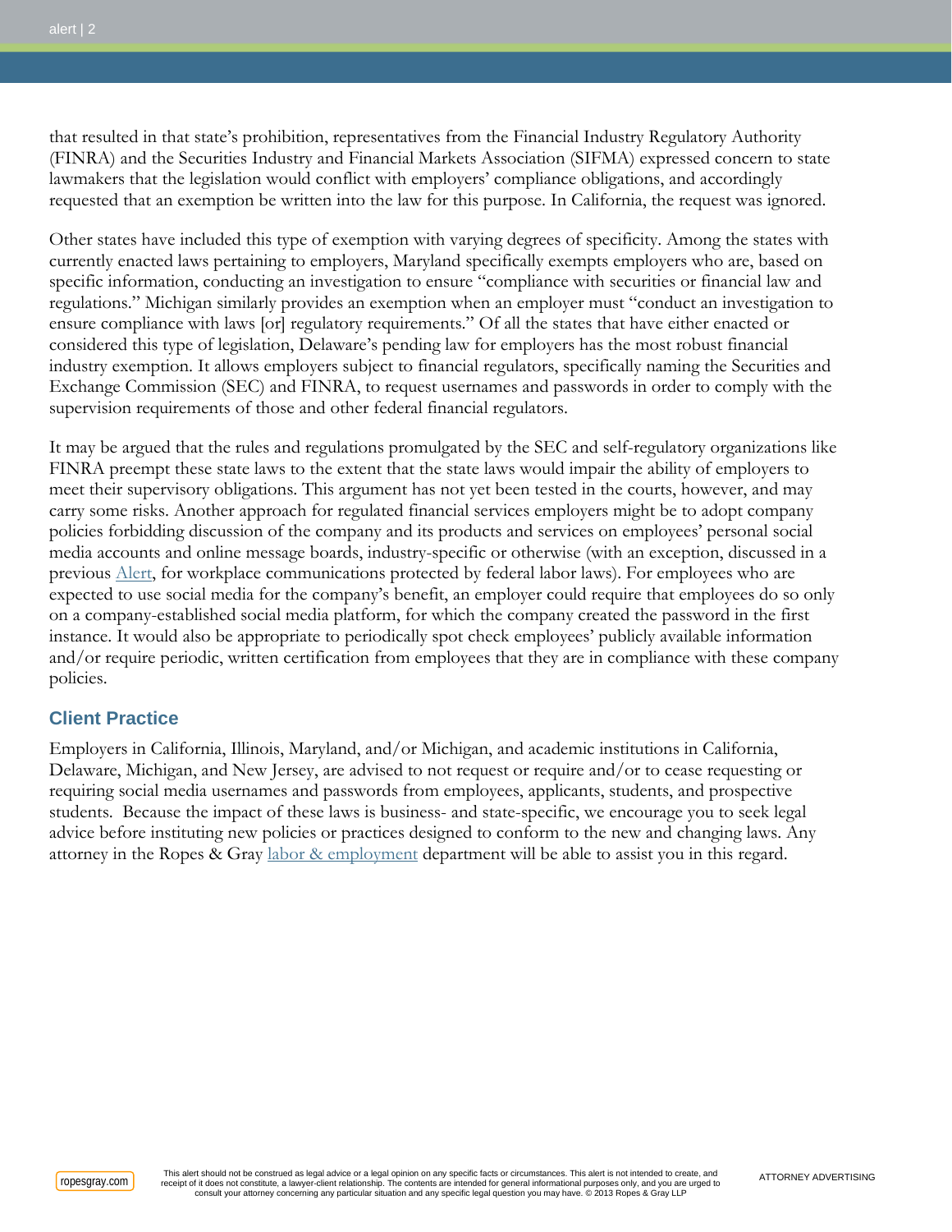that resulted in that state's prohibition, representatives from the Financial Industry Regulatory Authority (FINRA) and the Securities Industry and Financial Markets Association (SIFMA) expressed concern to state lawmakers that the legislation would conflict with employers' compliance obligations, and accordingly requested that an exemption be written into the law for this purpose. In California, the request was ignored.

Other states have included this type of exemption with varying degrees of specificity. Among the states with currently enacted laws pertaining to employers, Maryland specifically exempts employers who are, based on specific information, conducting an investigation to ensure "compliance with securities or financial law and regulations." Michigan similarly provides an exemption when an employer must "conduct an investigation to ensure compliance with laws [or] regulatory requirements." Of all the states that have either enacted or considered this type of legislation, Delaware's pending law for employers has the most robust financial industry exemption. It allows employers subject to financial regulators, specifically naming the Securities and Exchange Commission (SEC) and FINRA, to request usernames and passwords in order to comply with the supervision requirements of those and other federal financial regulators.

It may be argued that the rules and regulations promulgated by the SEC and self-regulatory organizations like FINRA preempt these state laws to the extent that the state laws would impair the ability of employers to meet their supervisory obligations. This argument has not yet been tested in the courts, however, and may carry some risks. Another approach for regulated financial services employers might be to adopt company policies forbidding discussion of the company and its products and services on employees' personal social media accounts and online message boards, industry-specific or otherwise (with an exception, discussed in a previous Alert, for workplace communications protected by federal labor laws). For employees who are expected to use social media for the company's benefit, an employer could require that employees do so only on a company-established social media platform, for which the company created the password in the first instance. It would also be appropriate to periodically spot check employees' publicly available information and/or require periodic, written certification from employees that they are in compliance with these company policies.

## Client Practice

Employers in California, Illinois, Maryland, and/or Michigan, and academic institutions in California, Delaware, Michigan, and New Jersey, are advised to not request or require and/or to cease requesting or requiring social media usernames and passwords from employees, applicants, students, and prospective students. Because the impact of these laws is business- and state-specific, we encourage you to seek legal advice before instituting new policies or practices designed to conform to the new and changing laws. Any attorney in the Ropes & Gray labor & employment department will be able to assist you in this regard.

This alert should not be construed as legal advice or a legal opinion on any specific facts or circumstances. This alert is not intended to create, and receipt of it does not constitute, a lawyer-client relationship. The contents are intended for general informational purposes only, and you are urged to consult your attorney concerning any particular situation and any specific legal question you may have. © 2013 Ropes & Gray LLP

ATTORNEY ADVERTISING